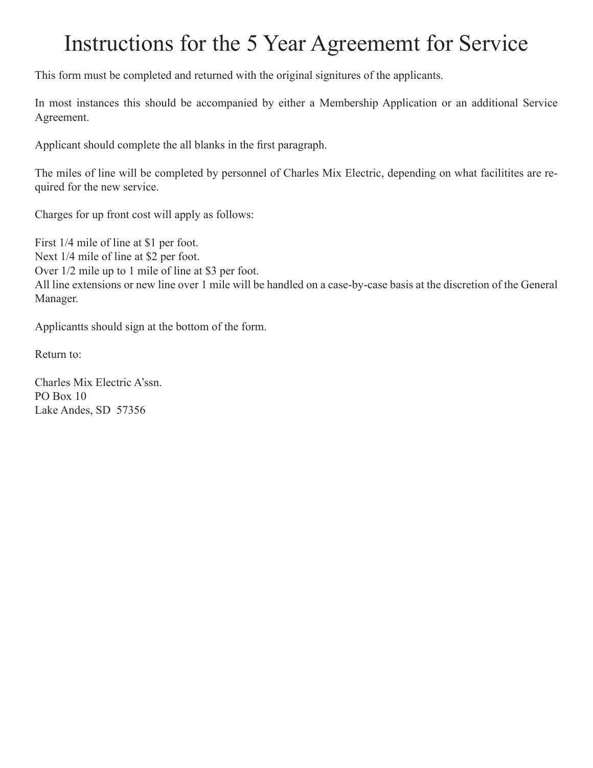# Instructions for the 5 Year Agreememt for Service

This form must be completed and returned with the original signitures of the applicants.

In most instances this should be accompanied by either a Membership Application or an additional Service Agreement.

Applicant should complete the all blanks in the first paragraph.

The miles of line will be completed by personnel of Charles Mix Electric, depending on what facilitites are required for the new service.

Charges for up front cost will apply as follows:

First 1/4 mile of line at $1 per foot.
Next 1/4 mile of line at $2 per foot.
Over 1/2 mile up to 1 mile of line at $3 per foot.
All line extensions or new line over 1 mile will be handled on a case-by-case basis at the discretion of the General Manager.

Applicantts should sign at the bottom of the form.

Return to:

Charles Mix Electric A'ssn.
PO Box 10
Lake Andes, SD 57356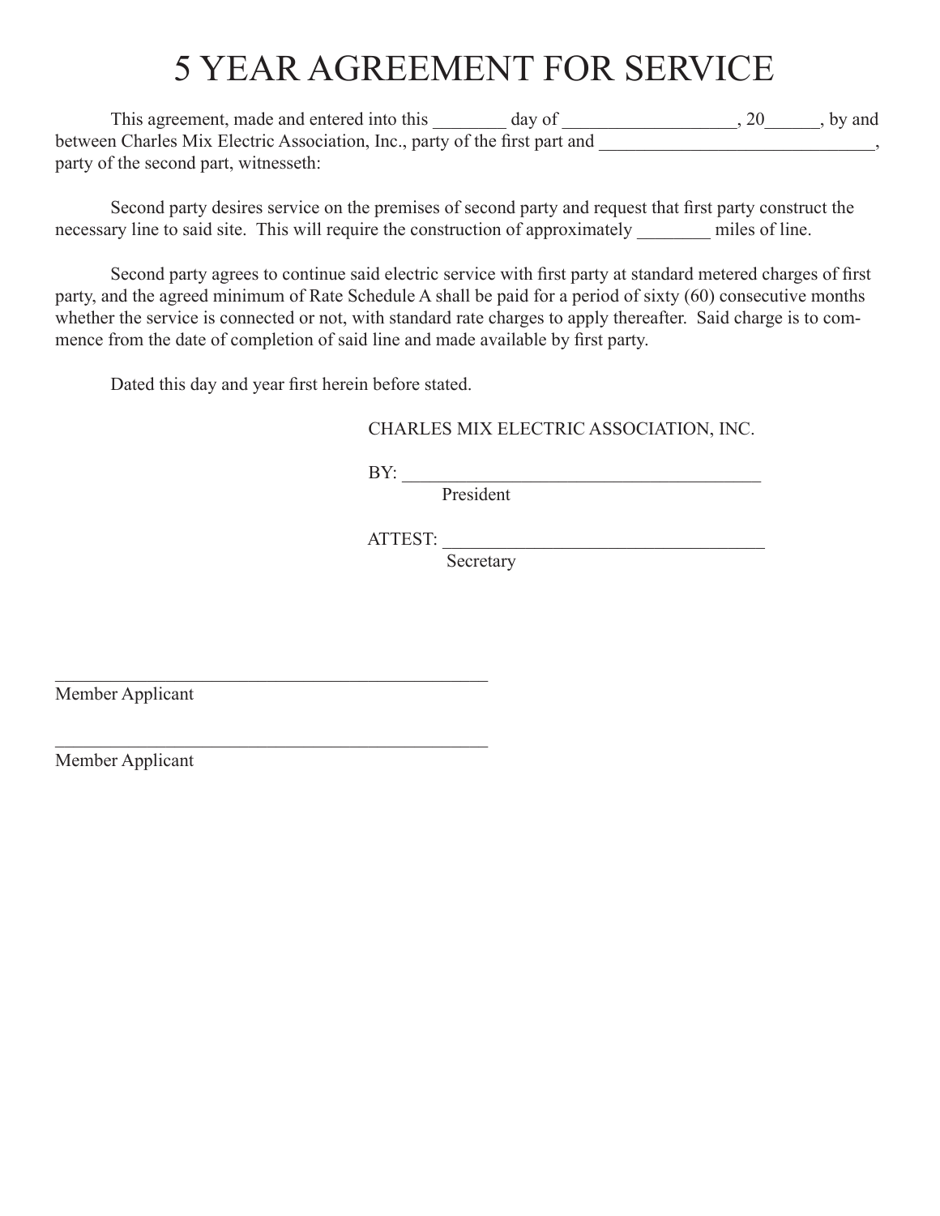# 5 YEAR AGREEMENT FOR SERVICE

This agreement, made and entered into this ________ day of ___________________, 20______, by and between Charles Mix Electric Association, Inc., party of the first part and _______________________________, party of the second part, witnesseth:

Second party desires service on the premises of second party and request that first party construct the necessary line to said site. This will require the construction of approximately ________ miles of line.

Second party agrees to continue said electric service with first party at standard metered charges of first party, and the agreed minimum of Rate Schedule A shall be paid for a period of sixty (60) consecutive months whether the service is connected or not, with standard rate charges to apply thereafter. Said charge is to commence from the date of completion of said line and made available by first party.

Dated this day and year first herein before stated.

CHARLES MIX ELECTRIC ASSOCIATION, INC.

BY: ________________________________________
President

ATTEST: ____________________________________
Secretary

_________________________________________________
Member Applicant

_________________________________________________
Member Applicant